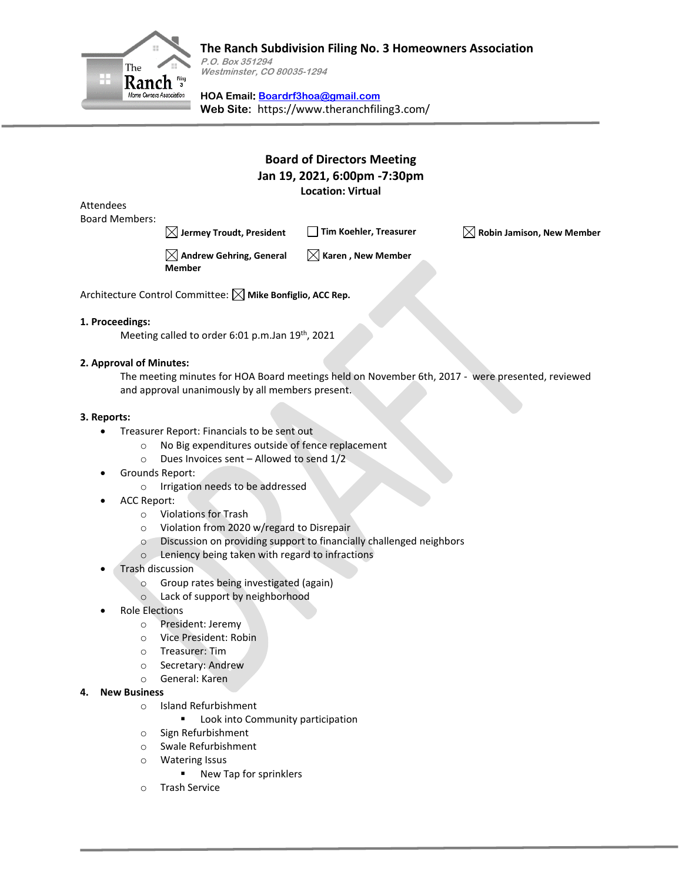# The Ranch Subdivision Filing No. 3 Homeowners Association

*P.O. Box 351294*
*Westminster, CO 80035-1294*

**HOA Email:** Boardrf3hoa@gmail.com
**Web Site:** https://www.theranchfiling3.com/

## Board of Directors Meeting
### Jan 19, 2021, 6:00pm -7:30pm
**Location: Virtual**

Attendees
Board Members:

- ☒ **Jermey Troudt, President**
- ☐ **Tim Koehler, Treasurer**
- ☒ **Robin Jamison, New Member**
- ☒ **Andrew Gehring, General Member**
- ☒ **Karen , New Member**

Architecture Control Committee: ☒ **Mike Bonfiglio, ACC Rep.**

**1. Proceedings:**

Meeting called to order 6:01 p.m.Jan 19th, 2021

**2. Approval of Minutes:**

The meeting minutes for HOA Board meetings held on November 6th, 2017 - were presented, reviewed and approval unanimously by all members present.

**3. Reports:**

- Treasurer Report: Financials to be sent out
  - No Big expenditures outside of fence replacement
  - Dues Invoices sent – Allowed to send 1/2
- Grounds Report:
  - Irrigation needs to be addressed
- ACC Report:
  - Violations for Trash
  - Violation from 2020 w/regard to Disrepair
  - Discussion on providing support to financially challenged neighbors
  - Leniency being taken with regard to infractions
- Trash discussion
  - Group rates being investigated (again)
  - Lack of support by neighborhood
- Role Elections
  - President: Jeremy
  - Vice President: Robin
  - Treasurer: Tim
  - Secretary: Andrew
  - General: Karen

**4. New Business**

- Island Refurbishment
  - Look into Community participation
- Sign Refurbishment
- Swale Refurbishment
- Watering Issus
  - New Tap for sprinklers
- Trash Service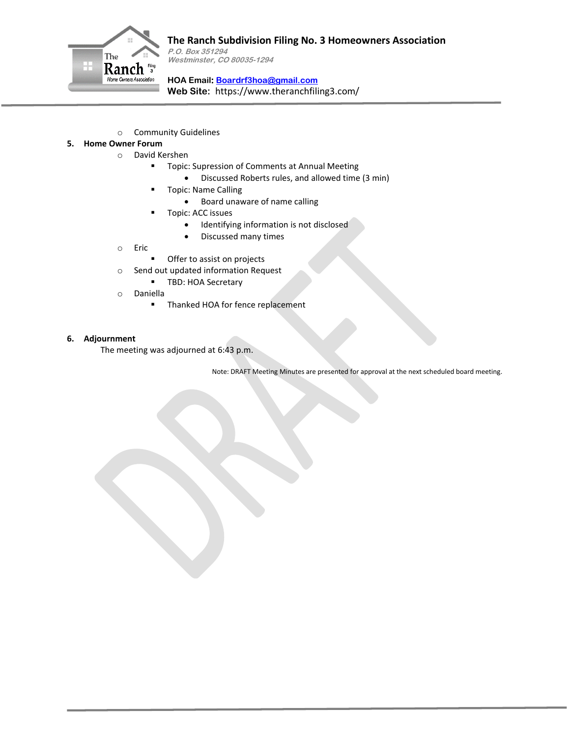- Community Guidelines

**5. Home Owner Forum**

- David Kershen
  - Topic: Supression of Comments at Annual Meeting
    - Discussed Roberts rules, and allowed time (3 min)
  - Topic: Name Calling
    - Board unaware of name calling
  - Topic: ACC issues
    - Identifying information is not disclosed
    - Discussed many times
- Eric
  - Offer to assist on projects
- Send out updated information Request
  - TBD: HOA Secretary
- Daniella
  - Thanked HOA for fence replacement

**6. Adjournment**

The meeting was adjourned at 6:43 p.m.

Note: DRAFT Meeting Minutes are presented for approval at the next scheduled board meeting.